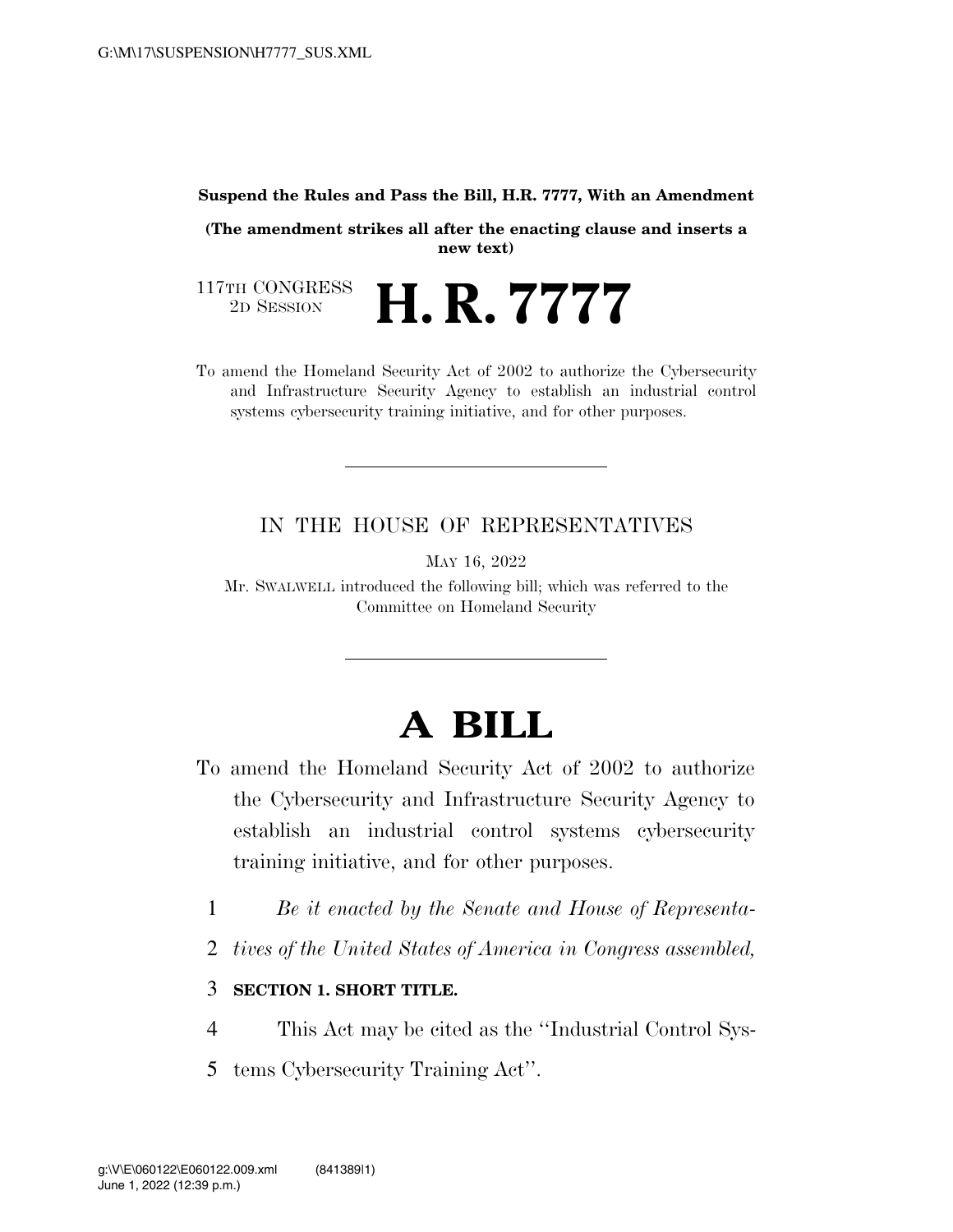**Suspend the Rules and Pass the Bill, H.R. 7777, With an Amendment**

**(The amendment strikes all after the enacting clause and inserts a new text)**

117TH CONGRESS
2D SESSION

# H. R. 7777

To amend the Homeland Security Act of 2002 to authorize the Cybersecurity and Infrastructure Security Agency to establish an industrial control systems cybersecurity training initiative, and for other purposes.

---

IN THE HOUSE OF REPRESENTATIVES

MAY 16, 2022

Mr. SWALWELL introduced the following bill; which was referred to the Committee on Homeland Security

---

# A BILL

To amend the Homeland Security Act of 2002 to authorize the Cybersecurity and Infrastructure Security Agency to establish an industrial control systems cybersecurity training initiative, and for other purposes.

1 *Be it enacted by the Senate and House of Representa-*
2 *tives of the United States of America in Congress assembled,*

3 **SECTION 1. SHORT TITLE.**

4 This Act may be cited as the ''Industrial Control Sys-
5 tems Cybersecurity Training Act''.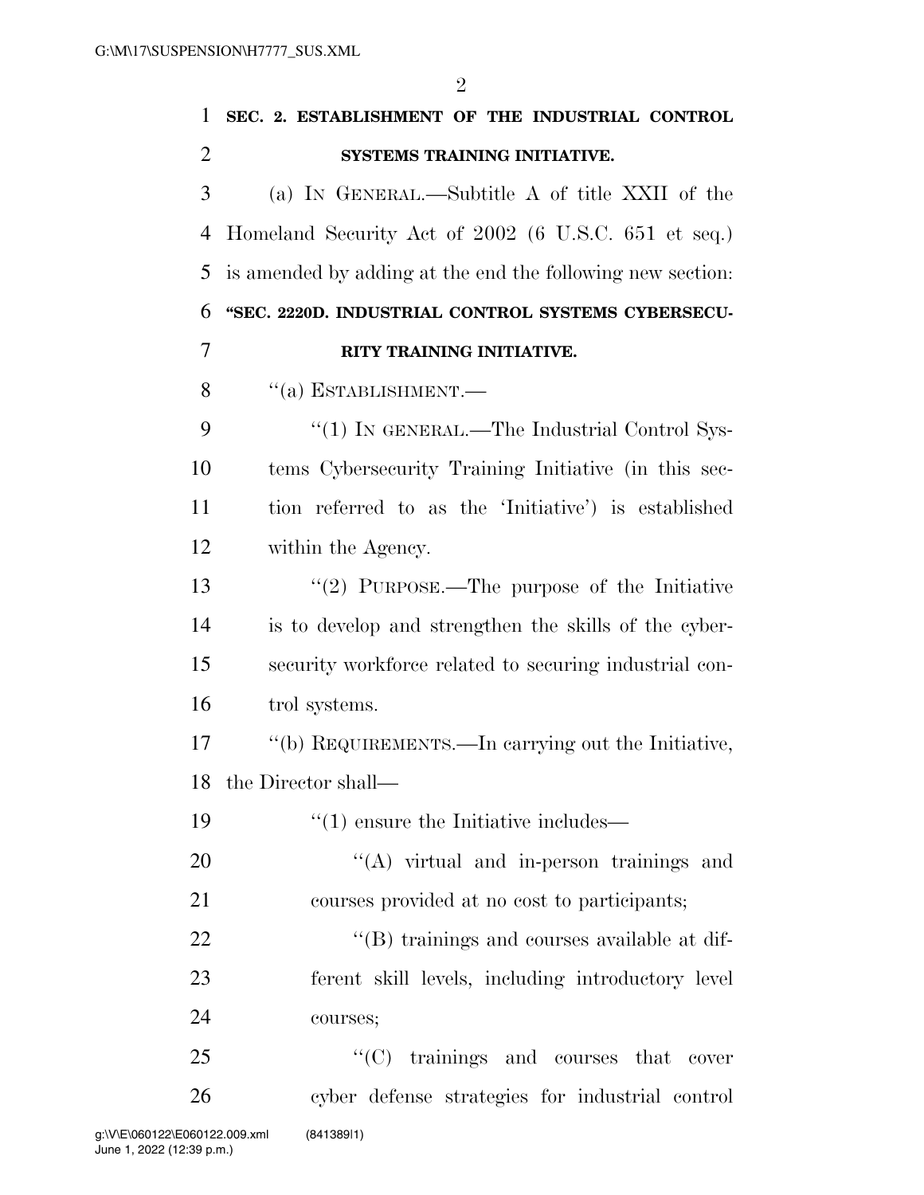**SEC. 2. ESTABLISHMENT OF THE INDUSTRIAL CONTROL SYSTEMS TRAINING INITIATIVE.**

(a) IN GENERAL.—Subtitle A of title XXII of the Homeland Security Act of 2002 (6 U.S.C. 651 et seq.) is amended by adding at the end the following new section:

**"SEC. 2220D. INDUSTRIAL CONTROL SYSTEMS CYBERSECURITY TRAINING INITIATIVE.**

"(a) ESTABLISHMENT.—

"(1) IN GENERAL.—The Industrial Control Systems Cybersecurity Training Initiative (in this section referred to as the 'Initiative') is established within the Agency.

"(2) PURPOSE.—The purpose of the Initiative is to develop and strengthen the skills of the cybersecurity workforce related to securing industrial control systems.

"(b) REQUIREMENTS.—In carrying out the Initiative, the Director shall—

"(1) ensure the Initiative includes—

"(A) virtual and in-person trainings and courses provided at no cost to participants;

"(B) trainings and courses available at different skill levels, including introductory level courses;

"(C) trainings and courses that cover cyber defense strategies for industrial control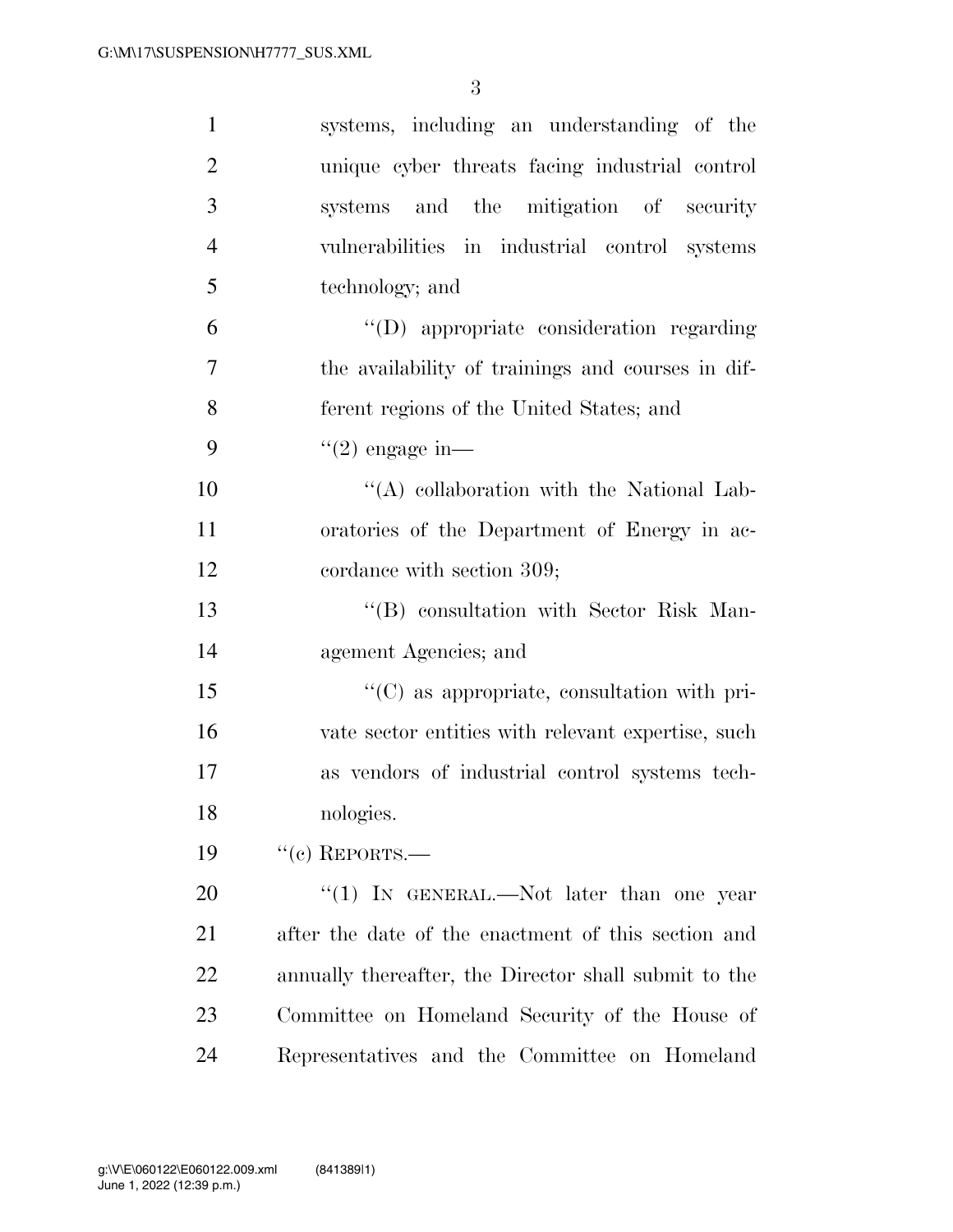systems, including an understanding of the unique cyber threats facing industrial control systems and the mitigation of security vulnerabilities in industrial control systems technology; and

"(D) appropriate consideration regarding the availability of trainings and courses in different regions of the United States; and

"(2) engage in—

"(A) collaboration with the National Laboratories of the Department of Energy in accordance with section 309;

"(B) consultation with Sector Risk Management Agencies; and

"(C) as appropriate, consultation with private sector entities with relevant expertise, such as vendors of industrial control systems technologies.

"(c) REPORTS.—

"(1) IN GENERAL.—Not later than one year after the date of the enactment of this section and annually thereafter, the Director shall submit to the Committee on Homeland Security of the House of Representatives and the Committee on Homeland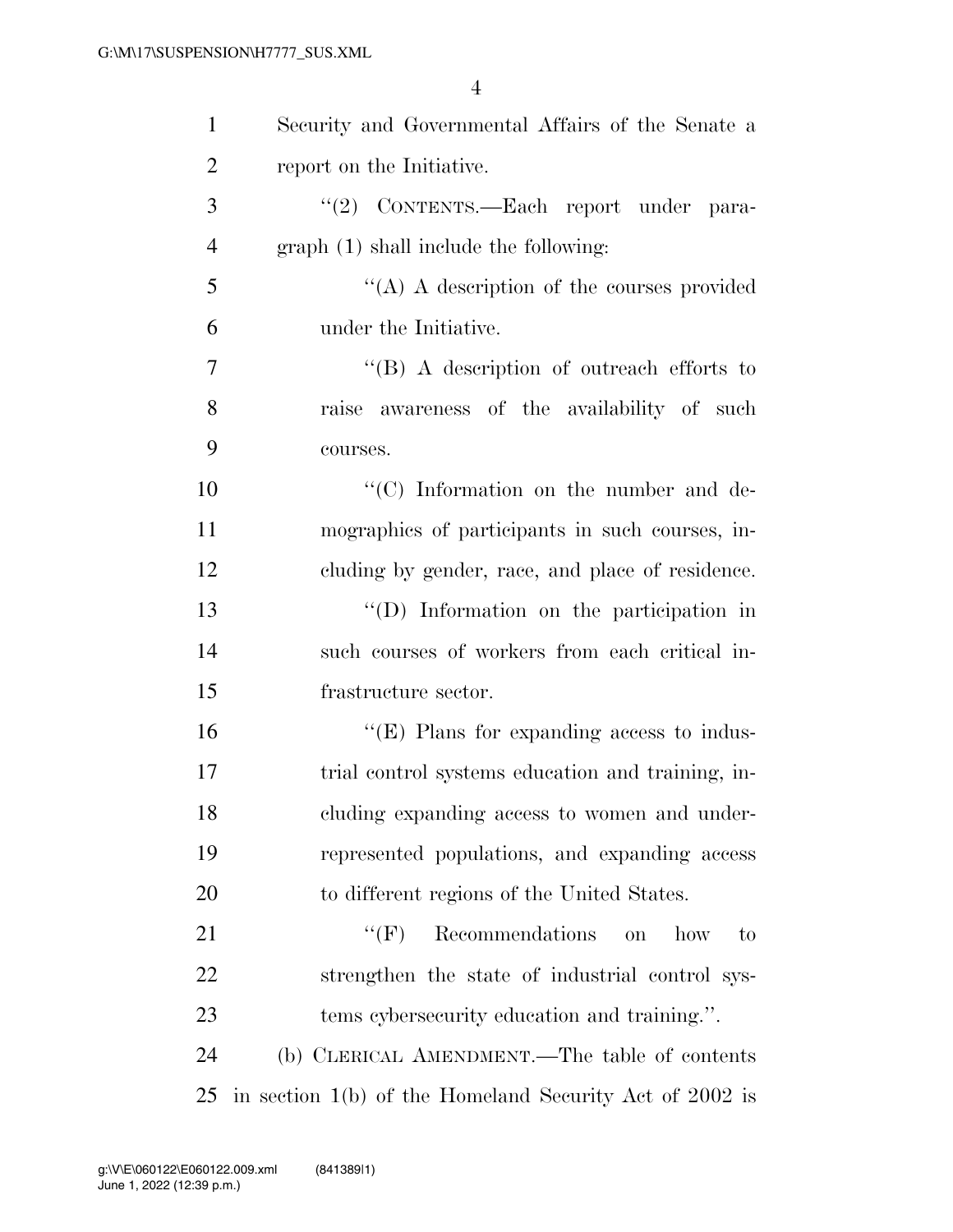Security and Governmental Affairs of the Senate a report on the Initiative.

"(2) CONTENTS.—Each report under paragraph (1) shall include the following:

"(A) A description of the courses provided under the Initiative.

"(B) A description of outreach efforts to raise awareness of the availability of such courses.

"(C) Information on the number and demographics of participants in such courses, including by gender, race, and place of residence.

"(D) Information on the participation in such courses of workers from each critical infrastructure sector.

"(E) Plans for expanding access to industrial control systems education and training, including expanding access to women and underrepresented populations, and expanding access to different regions of the United States.

"(F) Recommendations on how to strengthen the state of industrial control systems cybersecurity education and training.".

(b) CLERICAL AMENDMENT.—The table of contents in section 1(b) of the Homeland Security Act of 2002 is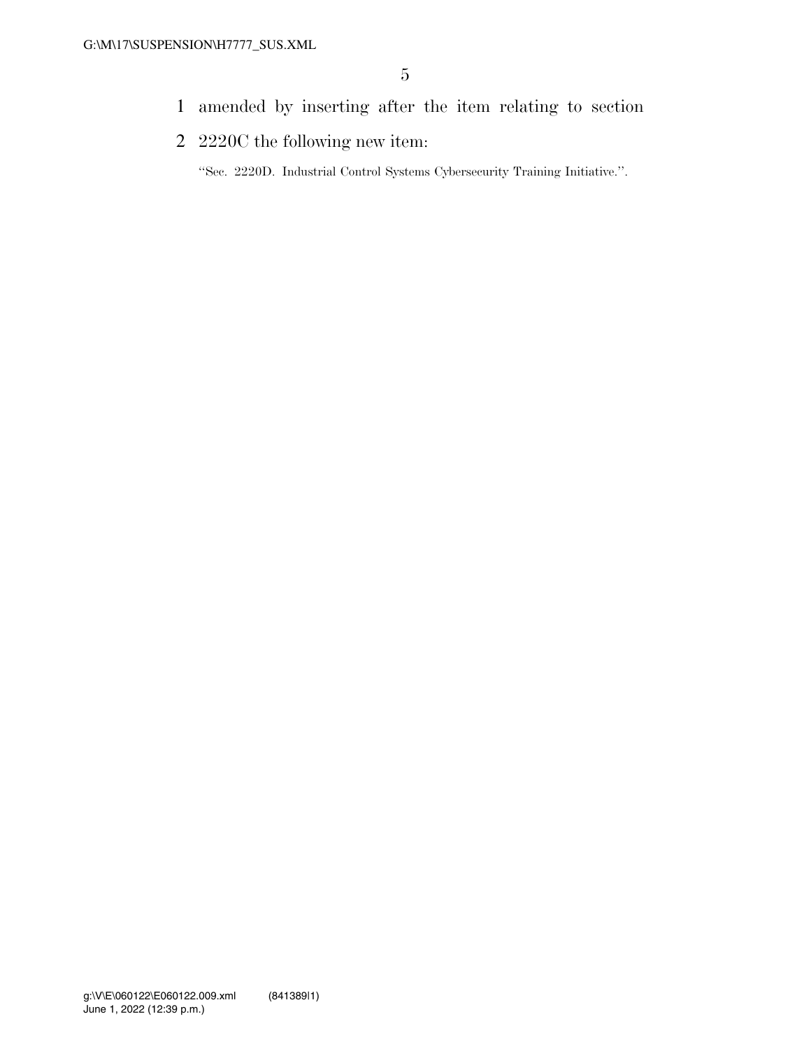amended by inserting after the item relating to section 2220C the following new item:

"Sec. 2220D. Industrial Control Systems Cybersecurity Training Initiative.".